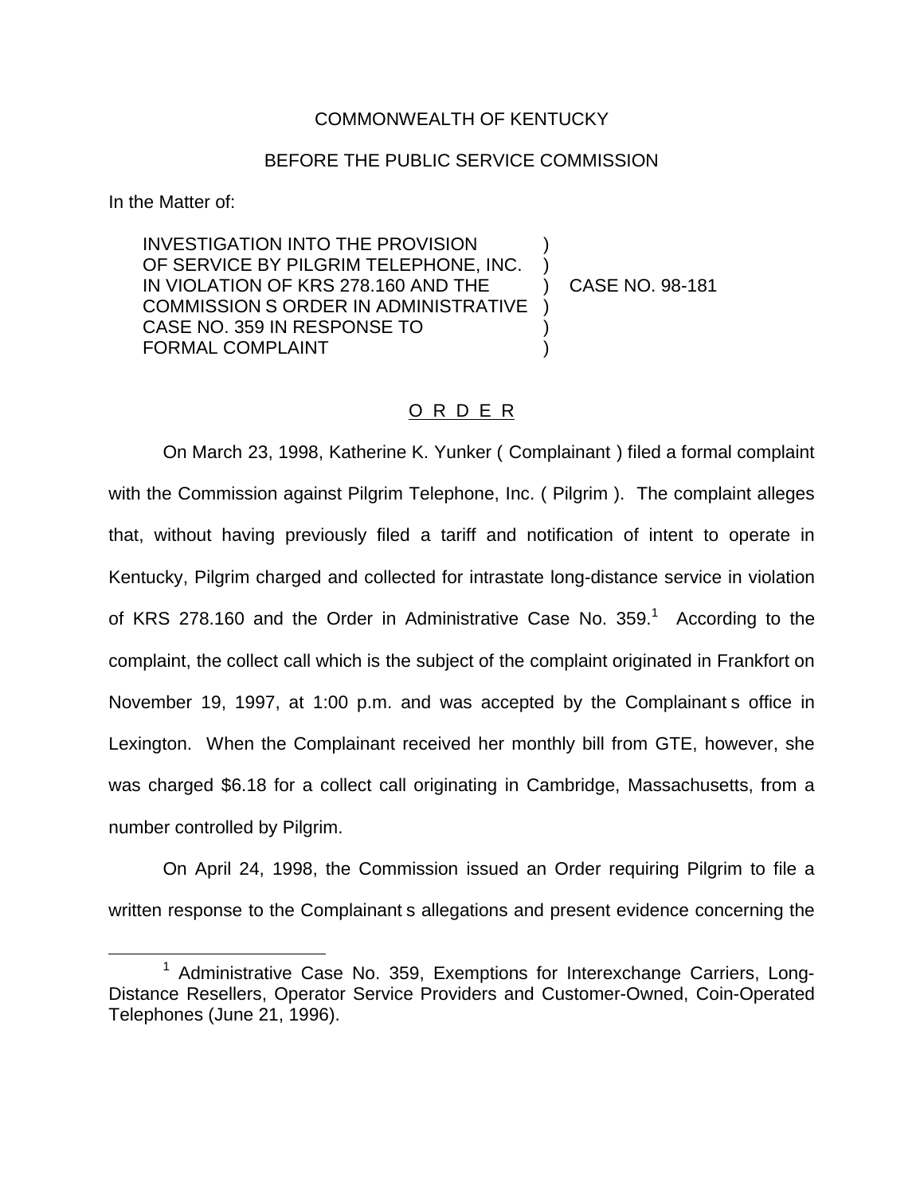COMMONWEALTH OF KENTUCKY

BEFORE THE PUBLIC SERVICE COMMISSION

In the Matter of:

| | | |
|---|---|---|
| INVESTIGATION INTO THE PROVISION OF SERVICE BY PILGRIM TELEPHONE, INC. IN VIOLATION OF KRS 278.160 AND THE COMMISSION S ORDER IN ADMINISTRATIVE CASE NO. 359 IN RESPONSE TO FORMAL COMPLAINT | ) | CASE NO. 98-181 |

O R D E R

On March 23, 1998, Katherine K. Yunker ( Complainant ) filed a formal complaint with the Commission against Pilgrim Telephone, Inc. ( Pilgrim ). The complaint alleges that, without having previously filed a tariff and notification of intent to operate in Kentucky, Pilgrim charged and collected for intrastate long-distance service in violation of KRS 278.160 and the Order in Administrative Case No. 359.[1] According to the complaint, the collect call which is the subject of the complaint originated in Frankfort on November 19, 1997, at 1:00 p.m. and was accepted by the Complainant s office in Lexington. When the Complainant received her monthly bill from GTE, however, she was charged $6.18 for a collect call originating in Cambridge, Massachusetts, from a number controlled by Pilgrim.

On April 24, 1998, the Commission issued an Order requiring Pilgrim to file a written response to the Complainant s allegations and present evidence concerning the

[1] Administrative Case No. 359, Exemptions for Interexchange Carriers, Long-Distance Resellers, Operator Service Providers and Customer-Owned, Coin-Operated Telephones (June 21, 1996).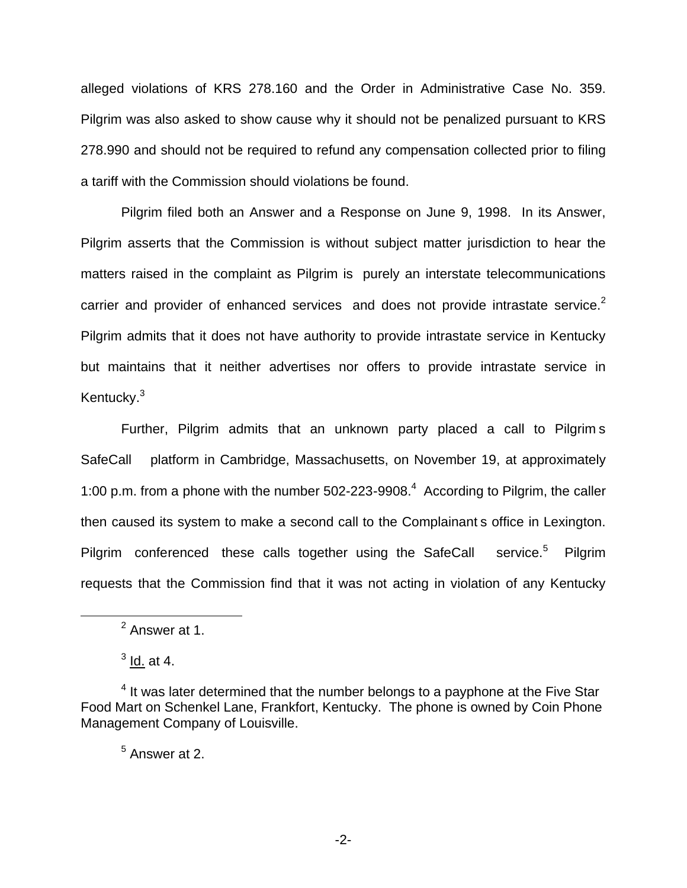alleged violations of KRS 278.160 and the Order in Administrative Case No. 359. Pilgrim was also asked to show cause why it should not be penalized pursuant to KRS 278.990 and should not be required to refund any compensation collected prior to filing a tariff with the Commission should violations be found.

Pilgrim filed both an Answer and a Response on June 9, 1998. In its Answer, Pilgrim asserts that the Commission is without subject matter jurisdiction to hear the matters raised in the complaint as Pilgrim is purely an interstate telecommunications carrier and provider of enhanced services and does not provide intrastate service.[2] Pilgrim admits that it does not have authority to provide intrastate service in Kentucky but maintains that it neither advertises nor offers to provide intrastate service in Kentucky.[3]

Further, Pilgrim admits that an unknown party placed a call to Pilgrim s SafeCall platform in Cambridge, Massachusetts, on November 19, at approximately 1:00 p.m. from a phone with the number 502-223-9908.[4] According to Pilgrim, the caller then caused its system to make a second call to the Complainant s office in Lexington. Pilgrim conferenced these calls together using the SafeCall service.[5] Pilgrim requests that the Commission find that it was not acting in violation of any Kentucky

---

[2] Answer at 1.

[3] Id. at 4.

[4] It was later determined that the number belongs to a payphone at the Five Star Food Mart on Schenkel Lane, Frankfort, Kentucky. The phone is owned by Coin Phone Management Company of Louisville.

[5] Answer at 2.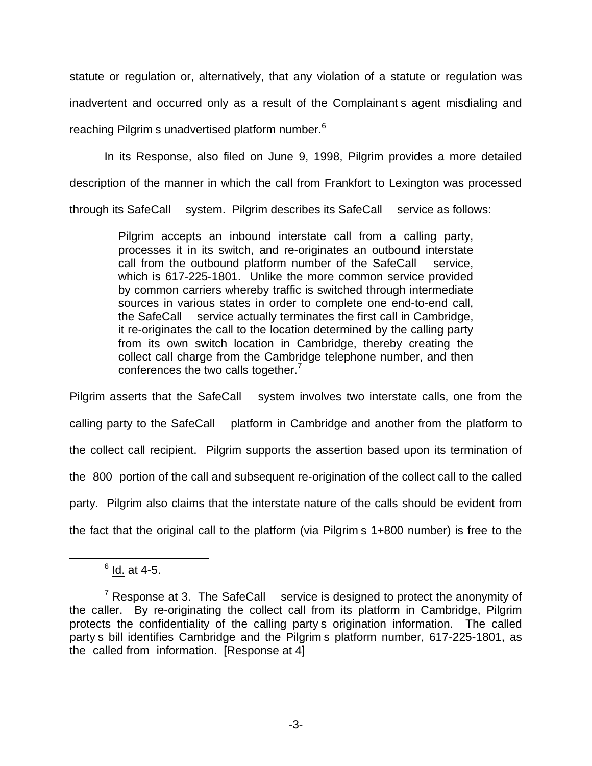statute or regulation or, alternatively, that any violation of a statute or regulation was inadvertent and occurred only as a result of the Complainant s agent misdialing and reaching Pilgrim s unadvertised platform number.[6]

In its Response, also filed on June 9, 1998, Pilgrim provides a more detailed description of the manner in which the call from Frankfort to Lexington was processed through its SafeCall system. Pilgrim describes its SafeCall service as follows:

> Pilgrim accepts an inbound interstate call from a calling party, processes it in its switch, and re-originates an outbound interstate call from the outbound platform number of the SafeCall service, which is 617-225-1801. Unlike the more common service provided by common carriers whereby traffic is switched through intermediate sources in various states in order to complete one end-to-end call, the SafeCall service actually terminates the first call in Cambridge, it re-originates the call to the location determined by the calling party from its own switch location in Cambridge, thereby creating the collect call charge from the Cambridge telephone number, and then conferences the two calls together.[7]

Pilgrim asserts that the SafeCall system involves two interstate calls, one from the calling party to the SafeCall platform in Cambridge and another from the platform to the collect call recipient. Pilgrim supports the assertion based upon its termination of the 800 portion of the call and subsequent re-origination of the collect call to the called party. Pilgrim also claims that the interstate nature of the calls should be evident from the fact that the original call to the platform (via Pilgrim s 1+800 number) is free to the

---

[6] Id. at 4-5.

[7] Response at 3. The SafeCall service is designed to protect the anonymity of the caller. By re-originating the collect call from its platform in Cambridge, Pilgrim protects the confidentiality of the calling party s origination information. The called party s bill identifies Cambridge and the Pilgrim s platform number, 617-225-1801, as the called from information. [Response at 4]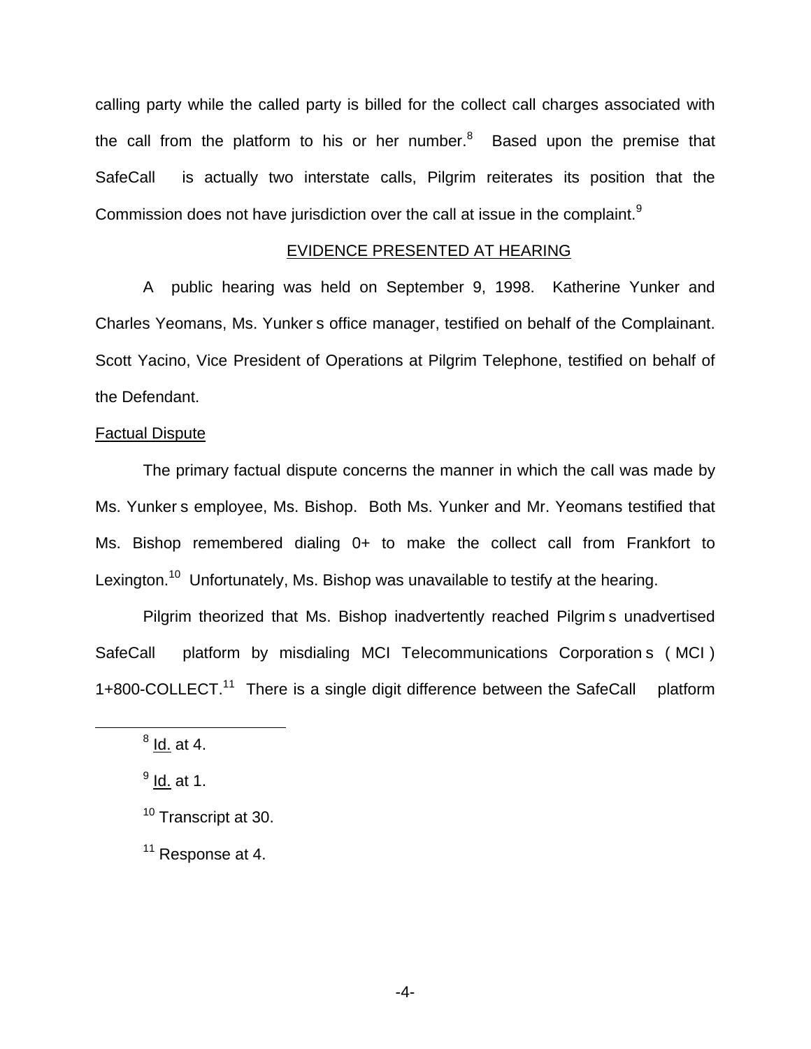calling party while the called party is billed for the collect call charges associated with the call from the platform to his or her number.[8] Based upon the premise that SafeCall is actually two interstate calls, Pilgrim reiterates its position that the Commission does not have jurisdiction over the call at issue in the complaint.[9]

## EVIDENCE PRESENTED AT HEARING

A public hearing was held on September 9, 1998. Katherine Yunker and Charles Yeomans, Ms. Yunker s office manager, testified on behalf of the Complainant. Scott Yacino, Vice President of Operations at Pilgrim Telephone, testified on behalf of the Defendant.

### Factual Dispute

The primary factual dispute concerns the manner in which the call was made by Ms. Yunker s employee, Ms. Bishop. Both Ms. Yunker and Mr. Yeomans testified that Ms. Bishop remembered dialing 0+ to make the collect call from Frankfort to Lexington.[10] Unfortunately, Ms. Bishop was unavailable to testify at the hearing.

Pilgrim theorized that Ms. Bishop inadvertently reached Pilgrim s unadvertised SafeCall platform by misdialing MCI Telecommunications Corporation s ( MCI ) 1+800-COLLECT.[11] There is a single digit difference between the SafeCall platform

---

[8] Id. at 4.

[9] Id. at 1.

[10] Transcript at 30.

[11] Response at 4.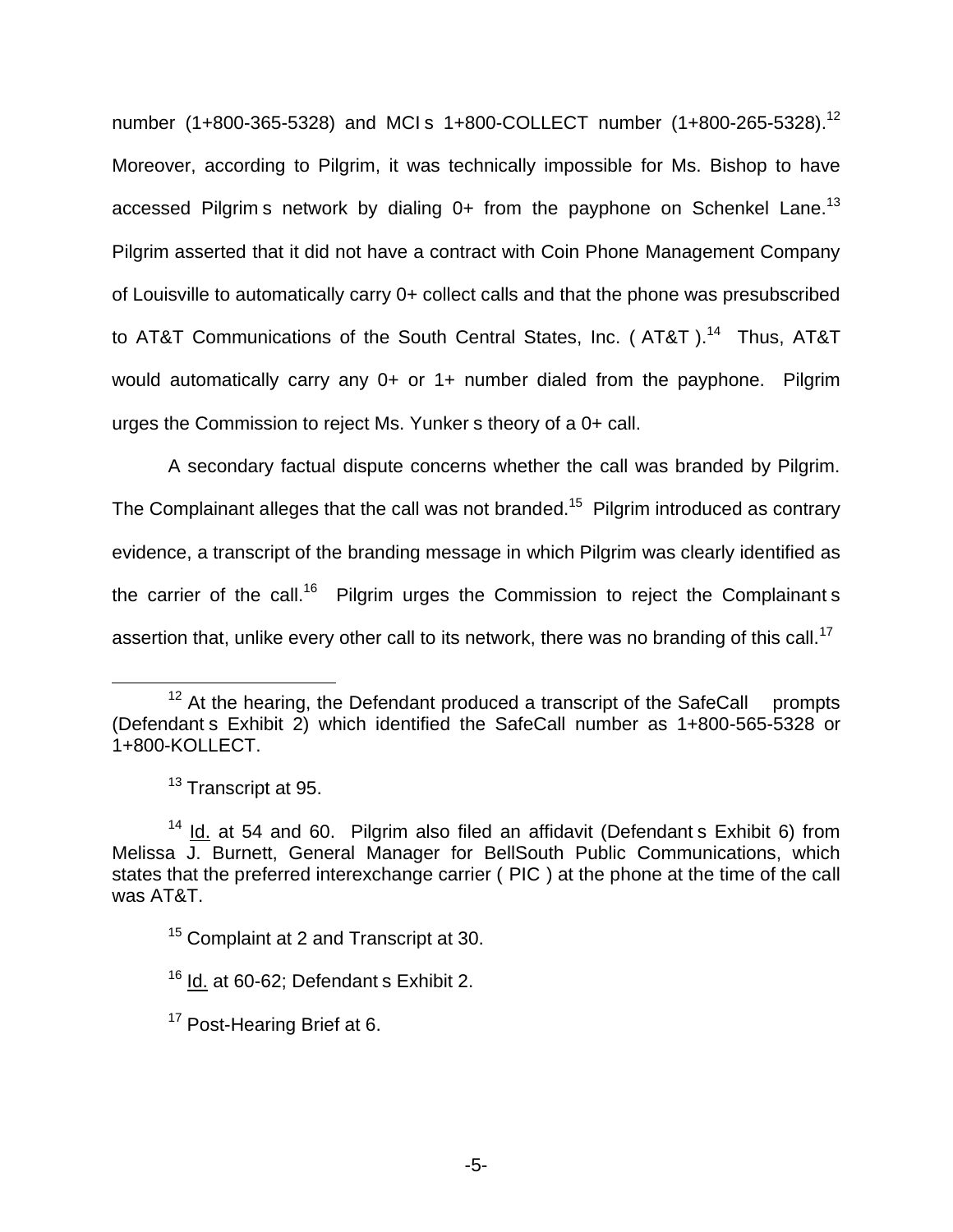number (1+800-365-5328) and MCI s 1+800-COLLECT number (1+800-265-5328).[12] Moreover, according to Pilgrim, it was technically impossible for Ms. Bishop to have accessed Pilgrim s network by dialing 0+ from the payphone on Schenkel Lane.[13] Pilgrim asserted that it did not have a contract with Coin Phone Management Company of Louisville to automatically carry 0+ collect calls and that the phone was presubscribed to AT&T Communications of the South Central States, Inc. ( AT&T ).[14] Thus, AT&T would automatically carry any 0+ or 1+ number dialed from the payphone. Pilgrim urges the Commission to reject Ms. Yunker s theory of a 0+ call.

A secondary factual dispute concerns whether the call was branded by Pilgrim. The Complainant alleges that the call was not branded.[15] Pilgrim introduced as contrary evidence, a transcript of the branding message in which Pilgrim was clearly identified as the carrier of the call.[16] Pilgrim urges the Commission to reject the Complainant s assertion that, unlike every other call to its network, there was no branding of this call.[17]

---

[12] At the hearing, the Defendant produced a transcript of the SafeCall prompts (Defendant s Exhibit 2) which identified the SafeCall number as 1+800-565-5328 or 1+800-KOLLECT.

[13] Transcript at 95.

[14] Id. at 54 and 60. Pilgrim also filed an affidavit (Defendant s Exhibit 6) from Melissa J. Burnett, General Manager for BellSouth Public Communications, which states that the preferred interexchange carrier ( PIC ) at the phone at the time of the call was AT&T.

[15] Complaint at 2 and Transcript at 30.

[16] Id. at 60-62; Defendant s Exhibit 2.

[17] Post-Hearing Brief at 6.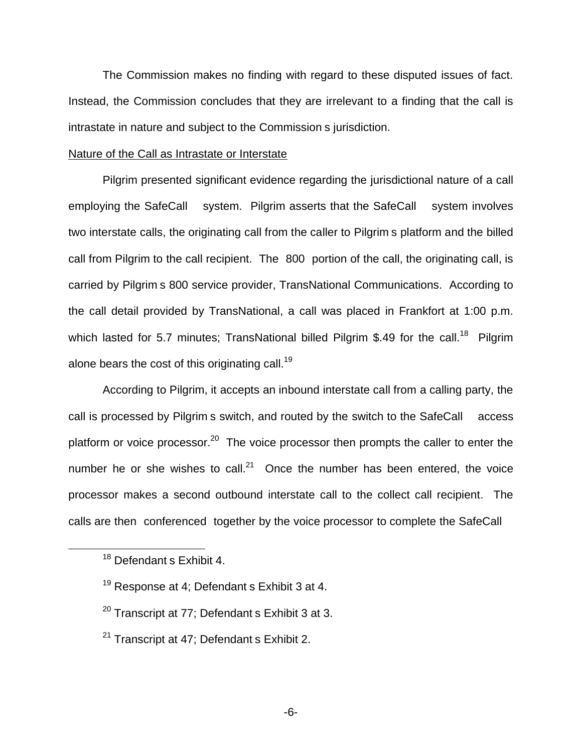The Commission makes no finding with regard to these disputed issues of fact. Instead, the Commission concludes that they are irrelevant to a finding that the call is intrastate in nature and subject to the Commission s jurisdiction.

Nature of the Call as Intrastate or Interstate

Pilgrim presented significant evidence regarding the jurisdictional nature of a call employing the SafeCall system. Pilgrim asserts that the SafeCall system involves two interstate calls, the originating call from the caller to Pilgrim s platform and the billed call from Pilgrim to the call recipient. The 800 portion of the call, the originating call, is carried by Pilgrim s 800 service provider, TransNational Communications. According to the call detail provided by TransNational, a call was placed in Frankfort at 1:00 p.m. which lasted for 5.7 minutes; TransNational billed Pilgrim $.49 for the call.[18] Pilgrim alone bears the cost of this originating call.[19]

According to Pilgrim, it accepts an inbound interstate call from a calling party, the call is processed by Pilgrim s switch, and routed by the switch to the SafeCall access platform or voice processor.[20] The voice processor then prompts the caller to enter the number he or she wishes to call.[21] Once the number has been entered, the voice processor makes a second outbound interstate call to the collect call recipient. The calls are then conferenced together by the voice processor to complete the SafeCall

[18] Defendant s Exhibit 4.

[19] Response at 4; Defendant s Exhibit 3 at 4.

[20] Transcript at 77; Defendant s Exhibit 3 at 3.

[21] Transcript at 47; Defendant s Exhibit 2.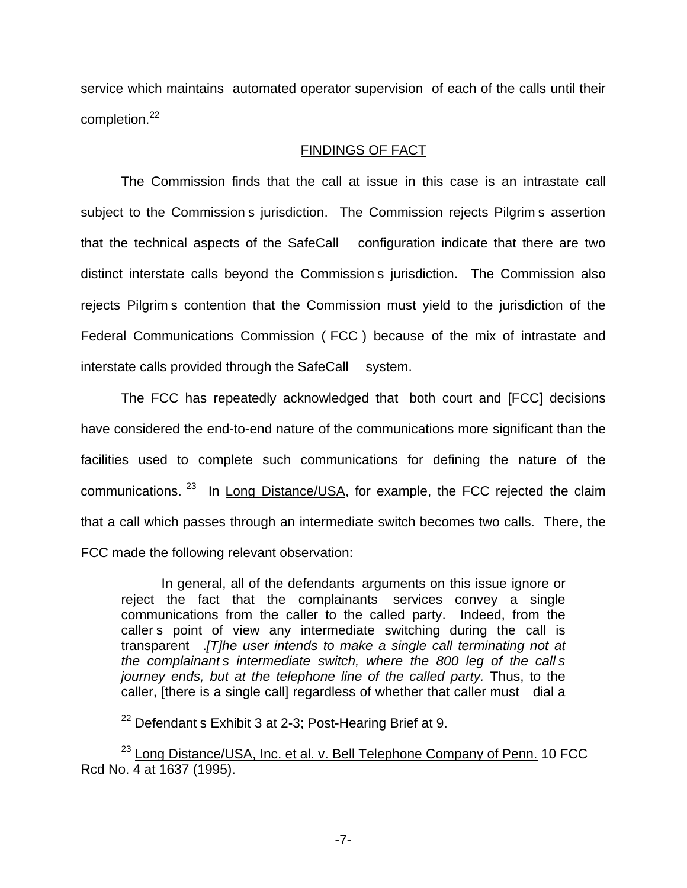service which maintains automated operator supervision of each of the calls until their completion.[22]

## FINDINGS OF FACT

The Commission finds that the call at issue in this case is an intrastate call subject to the Commission s jurisdiction. The Commission rejects Pilgrim s assertion that the technical aspects of the SafeCall configuration indicate that there are two distinct interstate calls beyond the Commission s jurisdiction. The Commission also rejects Pilgrim s contention that the Commission must yield to the jurisdiction of the Federal Communications Commission ( FCC ) because of the mix of intrastate and interstate calls provided through the SafeCall system.

The FCC has repeatedly acknowledged that both court and [FCC] decisions have considered the end-to-end nature of the communications more significant than the facilities used to complete such communications for defining the nature of the communications.[23] In Long Distance/USA, for example, the FCC rejected the claim that a call which passes through an intermediate switch becomes two calls. There, the FCC made the following relevant observation:

> In general, all of the defendants arguments on this issue ignore or reject the fact that the complainants services convey a single communications from the caller to the called party. Indeed, from the caller s point of view any intermediate switching during the call is transparent .*[T]he user intends to make a single call terminating not at the complainant s intermediate switch, where the 800 leg of the call s journey ends, but at the telephone line of the called party.* Thus, to the caller, [there is a single call] regardless of whether that caller must dial a

[22] Defendant s Exhibit 3 at 2-3; Post-Hearing Brief at 9.

[23] Long Distance/USA, Inc. et al. v. Bell Telephone Company of Penn. 10 FCC Rcd No. 4 at 1637 (1995).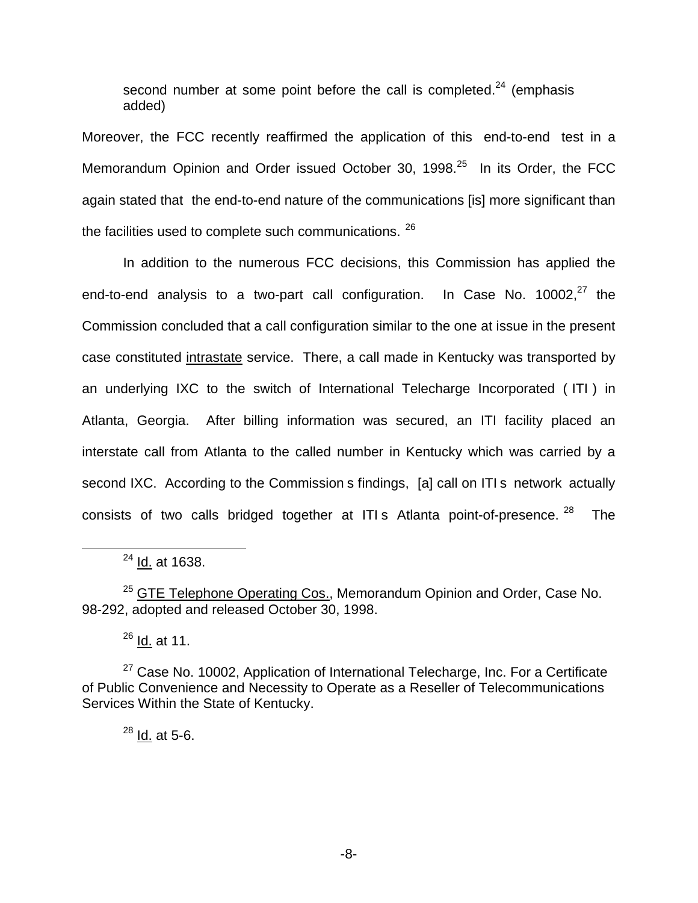second number at some point before the call is completed.[24] (emphasis added)

Moreover, the FCC recently reaffirmed the application of this end-to-end test in a Memorandum Opinion and Order issued October 30, 1998.[25] In its Order, the FCC again stated that the end-to-end nature of the communications [is] more significant than the facilities used to complete such communications. [26]

In addition to the numerous FCC decisions, this Commission has applied the end-to-end analysis to a two-part call configuration. In Case No. 10002,[27] the Commission concluded that a call configuration similar to the one at issue in the present case constituted <u>intrastate</u> service. There, a call made in Kentucky was transported by an underlying IXC to the switch of International Telecharge Incorporated ( ITI ) in Atlanta, Georgia. After billing information was secured, an ITI facility placed an interstate call from Atlanta to the called number in Kentucky which was carried by a second IXC. According to the Commission s findings, [a] call on ITI s network actually consists of two calls bridged together at ITI s Atlanta point-of-presence. [28] The

---

[24] <u>Id.</u> at 1638.

[25] <u>GTE Telephone Operating Cos.</u>, Memorandum Opinion and Order, Case No. 98-292, adopted and released October 30, 1998.

[26] <u>Id.</u> at 11.

[27] Case No. 10002, Application of International Telecharge, Inc. For a Certificate of Public Convenience and Necessity to Operate as a Reseller of Telecommunications Services Within the State of Kentucky.

[28] <u>Id.</u> at 5-6.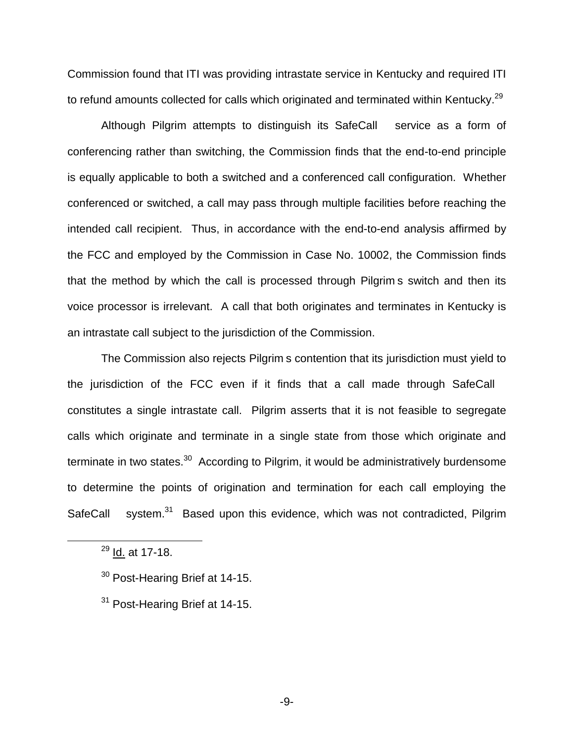Commission found that ITI was providing intrastate service in Kentucky and required ITI to refund amounts collected for calls which originated and terminated within Kentucky.[29]

Although Pilgrim attempts to distinguish its SafeCall service as a form of conferencing rather than switching, the Commission finds that the end-to-end principle is equally applicable to both a switched and a conferenced call configuration. Whether conferenced or switched, a call may pass through multiple facilities before reaching the intended call recipient. Thus, in accordance with the end-to-end analysis affirmed by the FCC and employed by the Commission in Case No. 10002, the Commission finds that the method by which the call is processed through Pilgrim s switch and then its voice processor is irrelevant. A call that both originates and terminates in Kentucky is an intrastate call subject to the jurisdiction of the Commission.

The Commission also rejects Pilgrim s contention that its jurisdiction must yield to the jurisdiction of the FCC even if it finds that a call made through SafeCall constitutes a single intrastate call. Pilgrim asserts that it is not feasible to segregate calls which originate and terminate in a single state from those which originate and terminate in two states.[30] According to Pilgrim, it would be administratively burdensome to determine the points of origination and termination for each call employing the SafeCall system.[31] Based upon this evidence, which was not contradicted, Pilgrim

---

[29] Id. at 17-18.

[30] Post-Hearing Brief at 14-15.

[31] Post-Hearing Brief at 14-15.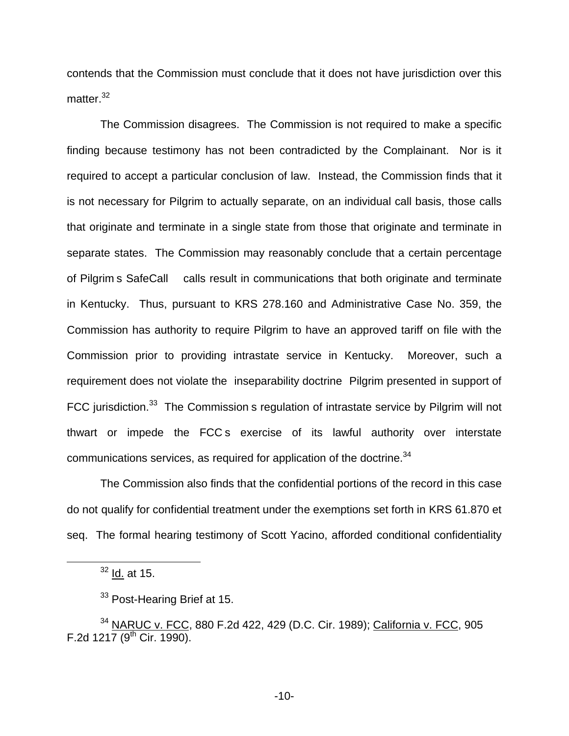contends that the Commission must conclude that it does not have jurisdiction over this matter.[32]

The Commission disagrees. The Commission is not required to make a specific finding because testimony has not been contradicted by the Complainant. Nor is it required to accept a particular conclusion of law. Instead, the Commission finds that it is not necessary for Pilgrim to actually separate, on an individual call basis, those calls that originate and terminate in a single state from those that originate and terminate in separate states. The Commission may reasonably conclude that a certain percentage of Pilgrim s SafeCall calls result in communications that both originate and terminate in Kentucky. Thus, pursuant to KRS 278.160 and Administrative Case No. 359, the Commission has authority to require Pilgrim to have an approved tariff on file with the Commission prior to providing intrastate service in Kentucky. Moreover, such a requirement does not violate the inseparability doctrine Pilgrim presented in support of FCC jurisdiction.[33] The Commission s regulation of intrastate service by Pilgrim will not thwart or impede the FCC s exercise of its lawful authority over interstate communications services, as required for application of the doctrine.[34]

The Commission also finds that the confidential portions of the record in this case do not qualify for confidential treatment under the exemptions set forth in KRS 61.870 et seq. The formal hearing testimony of Scott Yacino, afforded conditional confidentiality

---

[32] Id. at 15.

[33] Post-Hearing Brief at 15.

[34] NARUC v. FCC, 880 F.2d 422, 429 (D.C. Cir. 1989); California v. FCC, 905 F.2d 1217 (9th Cir. 1990).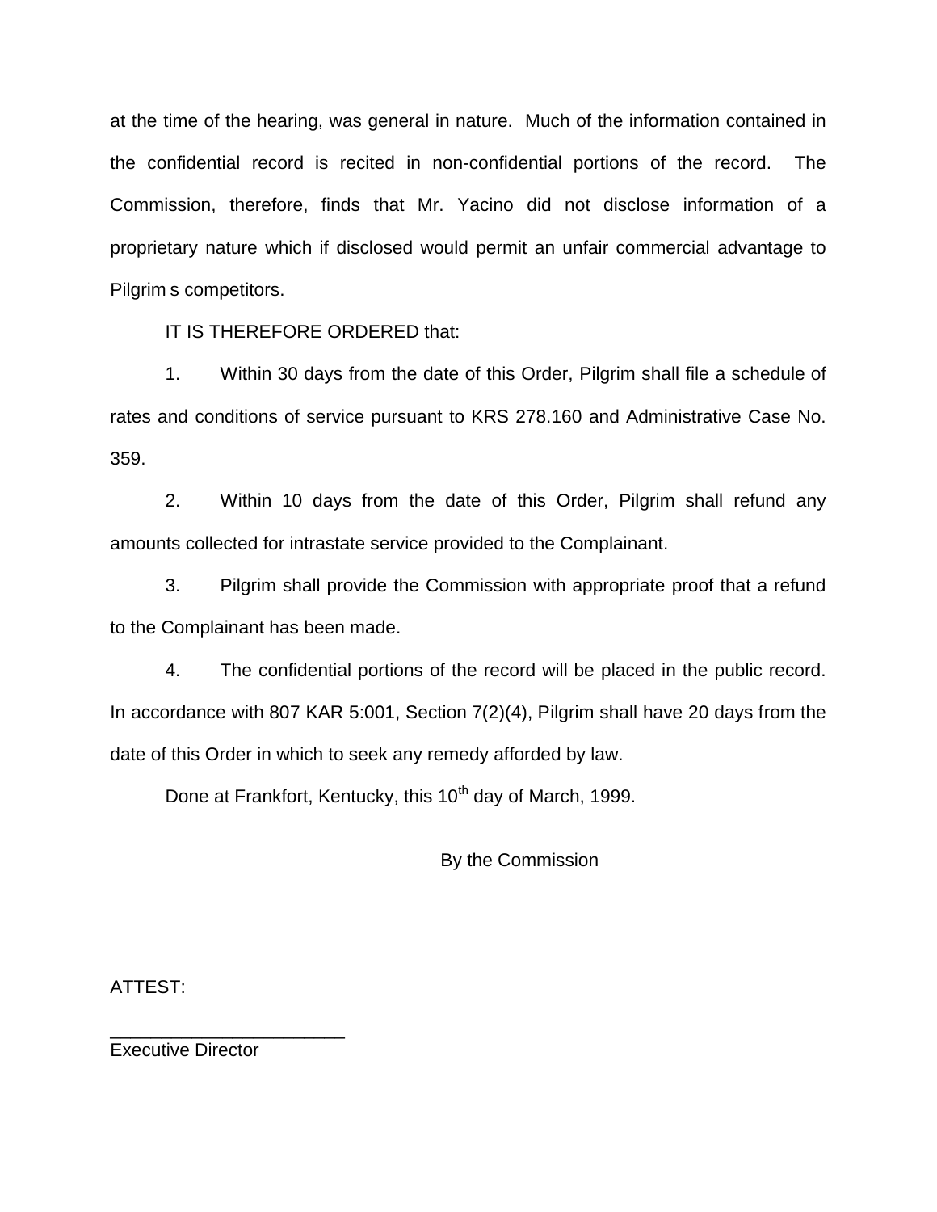at the time of the hearing, was general in nature. Much of the information contained in the confidential record is recited in non-confidential portions of the record. The Commission, therefore, finds that Mr. Yacino did not disclose information of a proprietary nature which if disclosed would permit an unfair commercial advantage to Pilgrim s competitors.

IT IS THEREFORE ORDERED that:

1. Within 30 days from the date of this Order, Pilgrim shall file a schedule of rates and conditions of service pursuant to KRS 278.160 and Administrative Case No. 359.

2. Within 10 days from the date of this Order, Pilgrim shall refund any amounts collected for intrastate service provided to the Complainant.

3. Pilgrim shall provide the Commission with appropriate proof that a refund to the Complainant has been made.

4. The confidential portions of the record will be placed in the public record. In accordance with 807 KAR 5:001, Section 7(2)(4), Pilgrim shall have 20 days from the date of this Order in which to seek any remedy afforded by law.

Done at Frankfort, Kentucky, this 10th day of March, 1999.

By the Commission

ATTEST:

_______________________
Executive Director